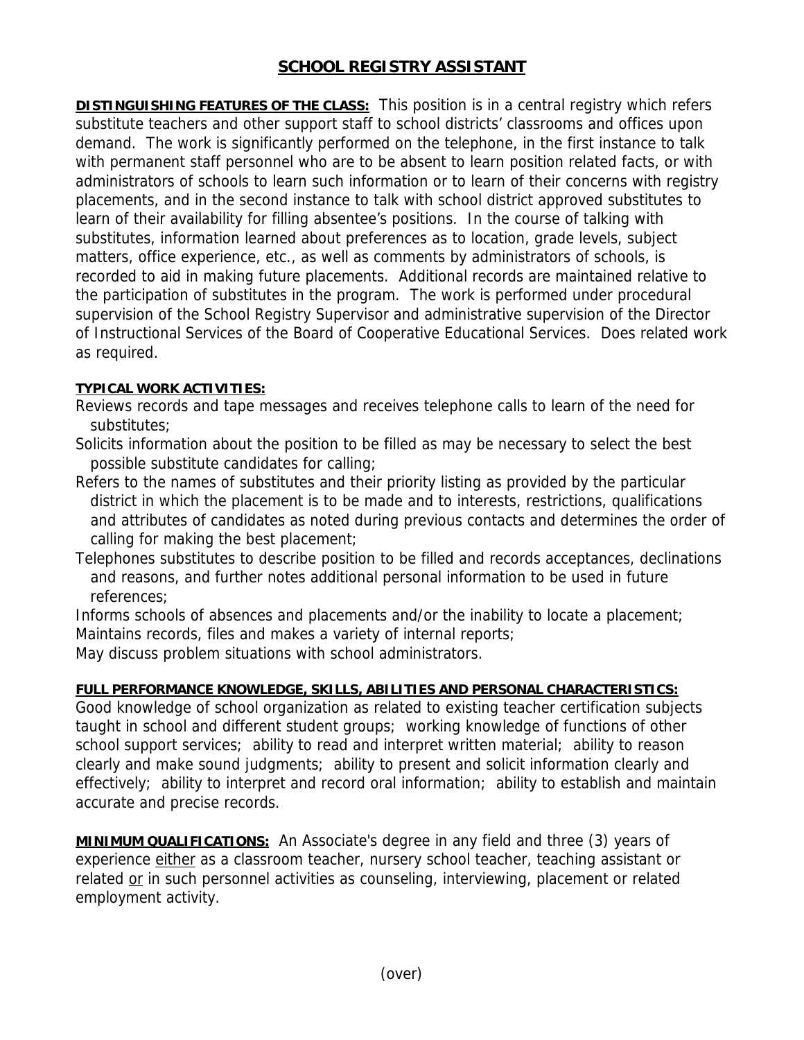# SCHOOL REGISTRY ASSISTANT

**DISTINGUISHING FEATURES OF THE CLASS:** This position is in a central registry which refers substitute teachers and other support staff to school districts' classrooms and offices upon demand. The work is significantly performed on the telephone, in the first instance to talk with permanent staff personnel who are to be absent to learn position related facts, or with administrators of schools to learn such information or to learn of their concerns with registry placements, and in the second instance to talk with school district approved substitutes to learn of their availability for filling absentee's positions. In the course of talking with substitutes, information learned about preferences as to location, grade levels, subject matters, office experience, etc., as well as comments by administrators of schools, is recorded to aid in making future placements. Additional records are maintained relative to the participation of substitutes in the program. The work is performed under procedural supervision of the School Registry Supervisor and administrative supervision of the Director of Instructional Services of the Board of Cooperative Educational Services. Does related work as required.

**TYPICAL WORK ACTIVITIES:**

Reviews records and tape messages and receives telephone calls to learn of the need for substitutes;

Solicits information about the position to be filled as may be necessary to select the best possible substitute candidates for calling;

Refers to the names of substitutes and their priority listing as provided by the particular district in which the placement is to be made and to interests, restrictions, qualifications and attributes of candidates as noted during previous contacts and determines the order of calling for making the best placement;

Telephones substitutes to describe position to be filled and records acceptances, declinations and reasons, and further notes additional personal information to be used in future references;

Informs schools of absences and placements and/or the inability to locate a placement;

Maintains records, files and makes a variety of internal reports;

May discuss problem situations with school administrators.

**FULL PERFORMANCE KNOWLEDGE, SKILLS, ABILITIES AND PERSONAL CHARACTERISTICS:**

Good knowledge of school organization as related to existing teacher certification subjects taught in school and different student groups; working knowledge of functions of other school support services; ability to read and interpret written material; ability to reason clearly and make sound judgments; ability to present and solicit information clearly and effectively; ability to interpret and record oral information; ability to establish and maintain accurate and precise records.

**MINIMUM QUALIFICATIONS:** An Associate's degree in any field and three (3) years of experience either as a classroom teacher, nursery school teacher, teaching assistant or related or in such personnel activities as counseling, interviewing, placement or related employment activity.

(over)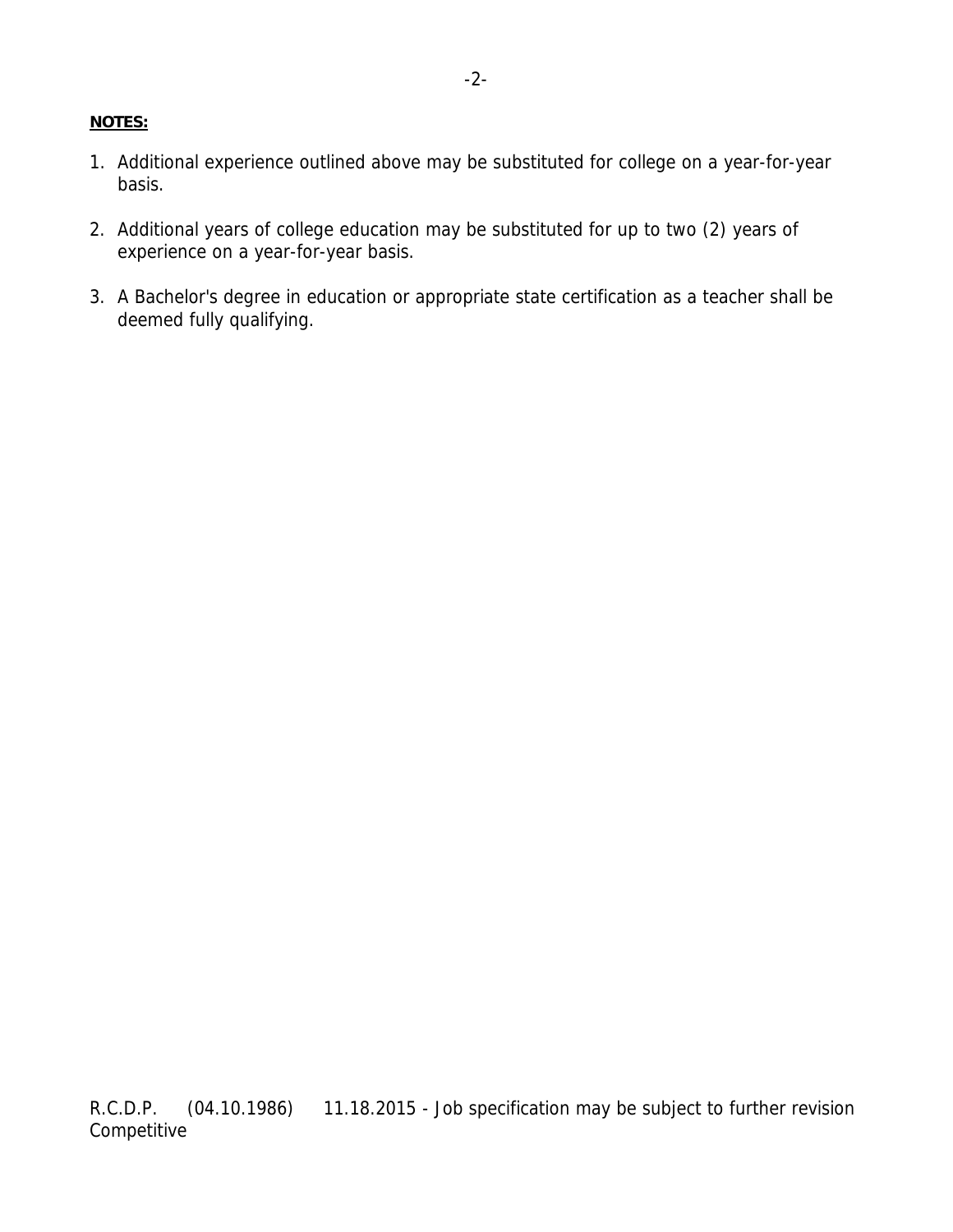**NOTES:**

1. Additional experience outlined above may be substituted for college on a year-for-year basis.

2. Additional years of college education may be substituted for up to two (2) years of experience on a year-for-year basis.

3. A Bachelor's degree in education or appropriate state certification as a teacher shall be deemed fully qualifying.

R.C.D.P. (04.10.1986) 11.18.2015 - Job specification may be subject to further revision
Competitive